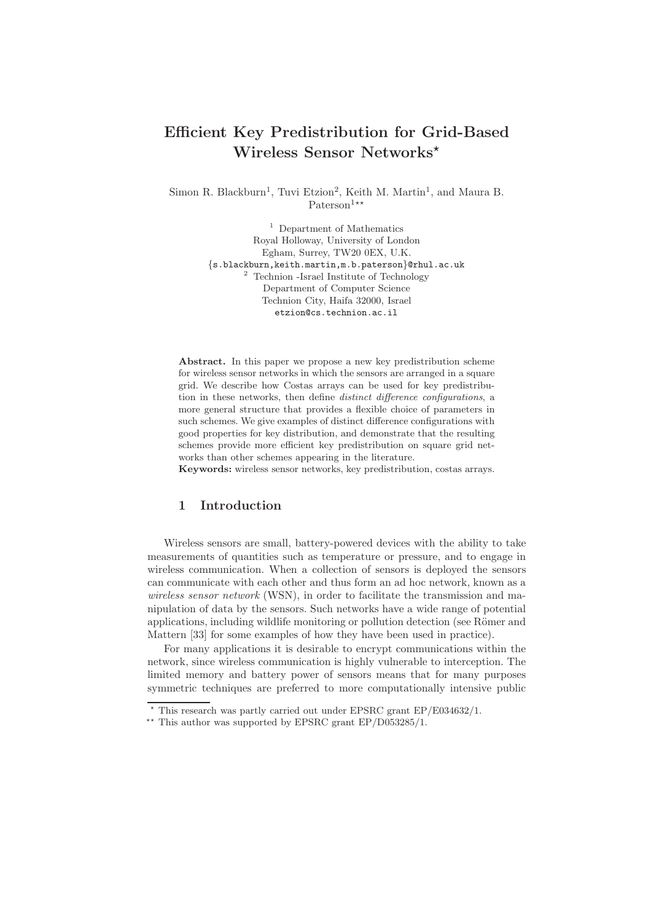# Efficient Key Predistribution for Grid-Based Wireless Sensor Networks*

Simon R. Blackburn[1], Tuvi Etzion[2], Keith M. Martin[1], and Maura B. Paterson[1]**

[1] Department of Mathematics
Royal Holloway, University of London
Egham, Surrey, TW20 0EX, U.K.
{s.blackburn,keith.martin,m.b.paterson}@rhul.ac.uk

[2] Technion -Israel Institute of Technology
Department of Computer Science
Technion City, Haifa 32000, Israel
etzion@cs.technion.ac.il

**Abstract.** In this paper we propose a new key predistribution scheme for wireless sensor networks in which the sensors are arranged in a square grid. We describe how Costas arrays can be used for key predistribution in these networks, then define *distinct difference configurations*, a more general structure that provides a flexible choice of parameters in such schemes. We give examples of distinct difference configurations with good properties for key distribution, and demonstrate that the resulting schemes provide more efficient key predistribution on square grid networks than other schemes appearing in the literature.

**Keywords:** wireless sensor networks, key predistribution, costas arrays.

## 1 Introduction

Wireless sensors are small, battery-powered devices with the ability to take measurements of quantities such as temperature or pressure, and to engage in wireless communication. When a collection of sensors is deployed the sensors can communicate with each other and thus form an ad hoc network, known as a *wireless sensor network* (WSN), in order to facilitate the transmission and manipulation of data by the sensors. Such networks have a wide range of potential applications, including wildlife monitoring or pollution detection (see Römer and Mattern [33] for some examples of how they have been used in practice).

For many applications it is desirable to encrypt communications within the network, since wireless communication is highly vulnerable to interception. The limited memory and battery power of sensors means that for many purposes symmetric techniques are preferred to more computationally intensive public

---

* This research was partly carried out under EPSRC grant EP/E034632/1.

** This author was supported by EPSRC grant EP/D053285/1.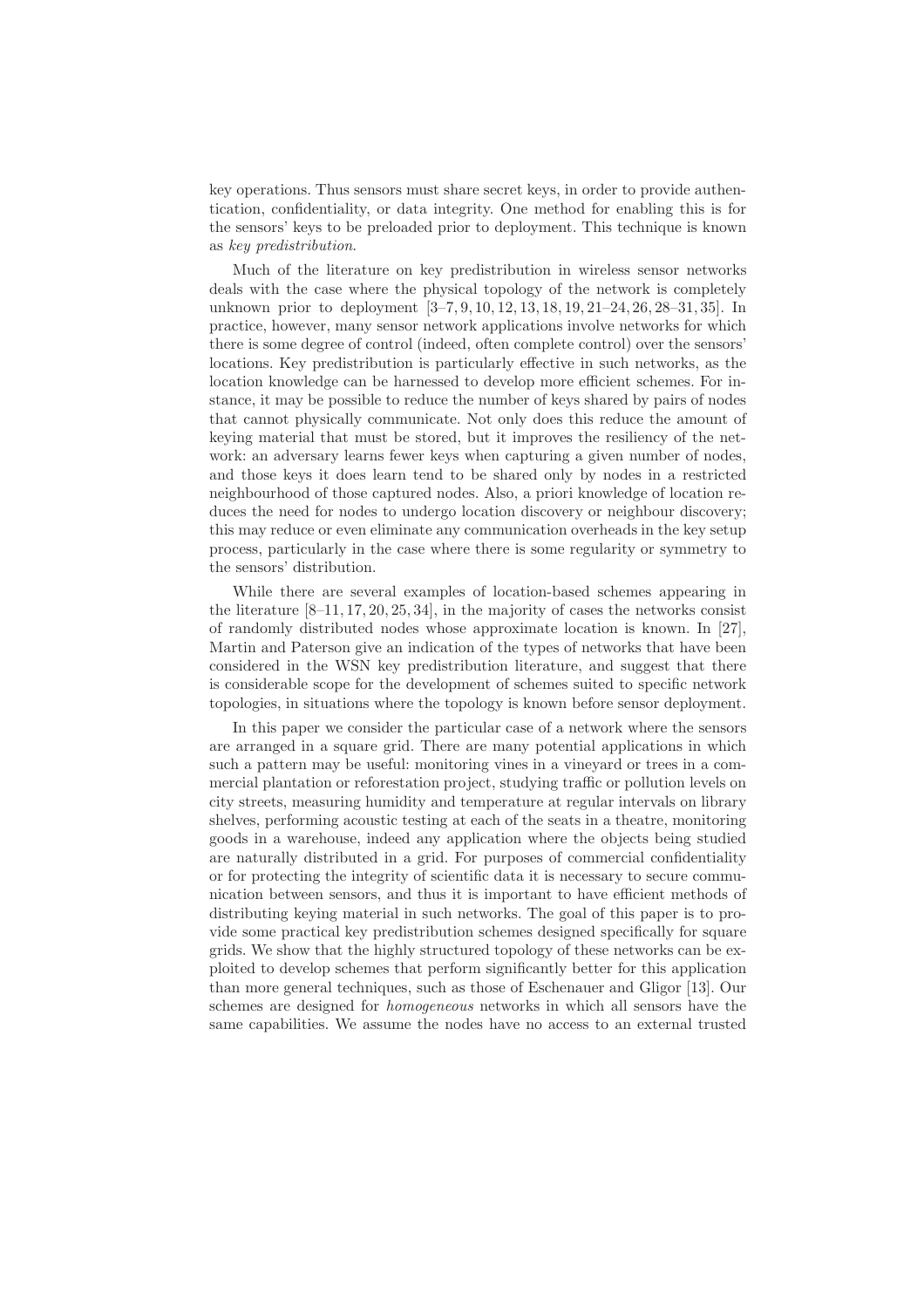key operations. Thus sensors must share secret keys, in order to provide authentication, confidentiality, or data integrity. One method for enabling this is for the sensors' keys to be preloaded prior to deployment. This technique is known as *key predistribution*.

Much of the literature on key predistribution in wireless sensor networks deals with the case where the physical topology of the network is completely unknown prior to deployment [3–7, 9, 10, 12, 13, 18, 19, 21–24, 26, 28–31, 35]. In practice, however, many sensor network applications involve networks for which there is some degree of control (indeed, often complete control) over the sensors' locations. Key predistribution is particularly effective in such networks, as the location knowledge can be harnessed to develop more efficient schemes. For instance, it may be possible to reduce the number of keys shared by pairs of nodes that cannot physically communicate. Not only does this reduce the amount of keying material that must be stored, but it improves the resiliency of the network: an adversary learns fewer keys when capturing a given number of nodes, and those keys it does learn tend to be shared only by nodes in a restricted neighbourhood of those captured nodes. Also, a priori knowledge of location reduces the need for nodes to undergo location discovery or neighbour discovery; this may reduce or even eliminate any communication overheads in the key setup process, particularly in the case where there is some regularity or symmetry to the sensors' distribution.

While there are several examples of location-based schemes appearing in the literature [8–11, 17, 20, 25, 34], in the majority of cases the networks consist of randomly distributed nodes whose approximate location is known. In [27], Martin and Paterson give an indication of the types of networks that have been considered in the WSN key predistribution literature, and suggest that there is considerable scope for the development of schemes suited to specific network topologies, in situations where the topology is known before sensor deployment.

In this paper we consider the particular case of a network where the sensors are arranged in a square grid. There are many potential applications in which such a pattern may be useful: monitoring vines in a vineyard or trees in a commercial plantation or reforestation project, studying traffic or pollution levels on city streets, measuring humidity and temperature at regular intervals on library shelves, performing acoustic testing at each of the seats in a theatre, monitoring goods in a warehouse, indeed any application where the objects being studied are naturally distributed in a grid. For purposes of commercial confidentiality or for protecting the integrity of scientific data it is necessary to secure communication between sensors, and thus it is important to have efficient methods of distributing keying material in such networks. The goal of this paper is to provide some practical key predistribution schemes designed specifically for square grids. We show that the highly structured topology of these networks can be exploited to develop schemes that perform significantly better for this application than more general techniques, such as those of Eschenauer and Gligor [13]. Our schemes are designed for *homogeneous* networks in which all sensors have the same capabilities. We assume the nodes have no access to an external trusted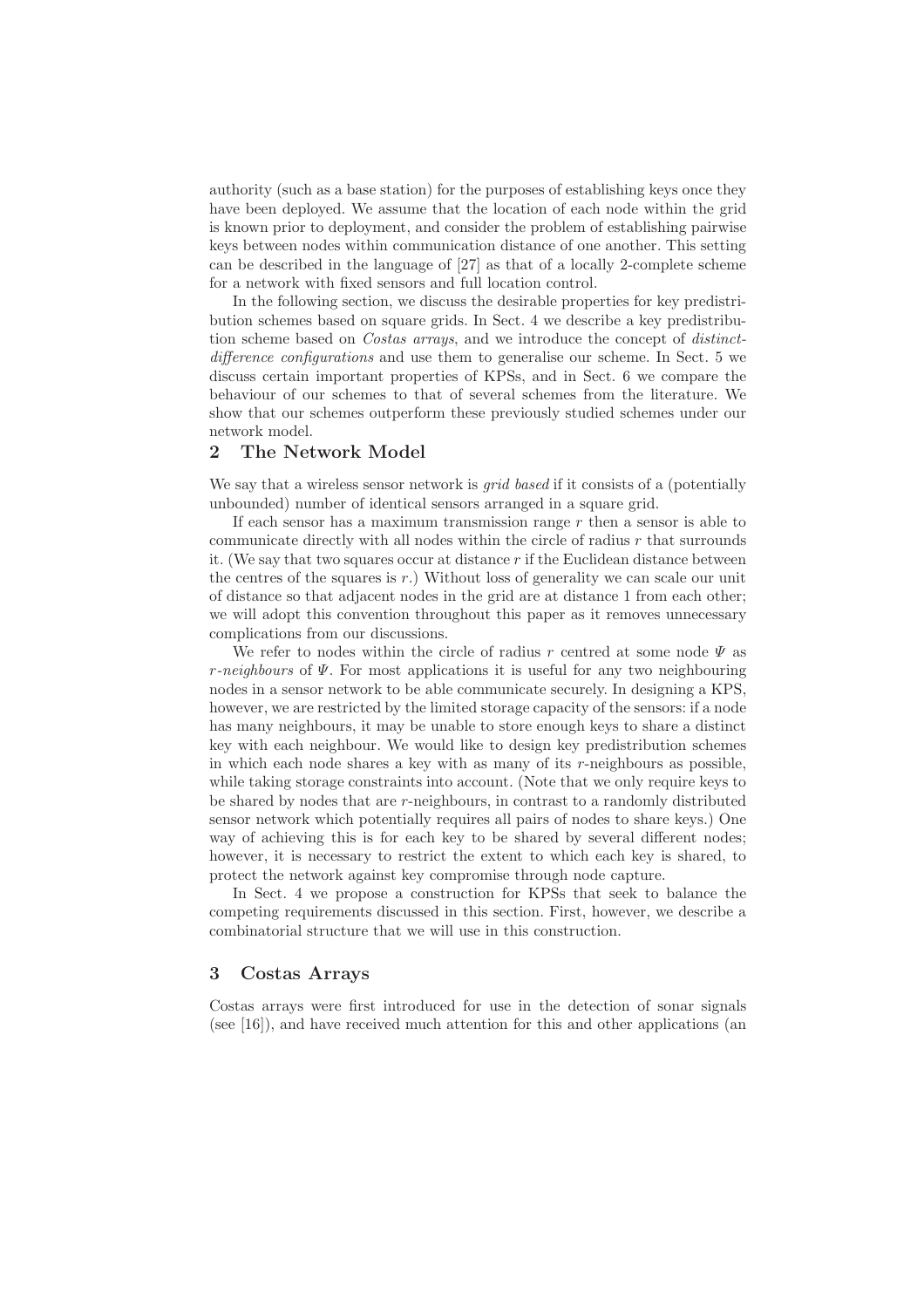authority (such as a base station) for the purposes of establishing keys once they have been deployed. We assume that the location of each node within the grid is known prior to deployment, and consider the problem of establishing pairwise keys between nodes within communication distance of one another. This setting can be described in the language of [27] as that of a locally 2-complete scheme for a network with fixed sensors and full location control.

In the following section, we discuss the desirable properties for key predistribution schemes based on square grids. In Sect. 4 we describe a key predistribution scheme based on *Costas arrays*, and we introduce the concept of *distinct-difference configurations* and use them to generalise our scheme. In Sect. 5 we discuss certain important properties of KPSs, and in Sect. 6 we compare the behaviour of our schemes to that of several schemes from the literature. We show that our schemes outperform these previously studied schemes under our network model.

## 2 The Network Model

We say that a wireless sensor network is *grid based* if it consists of a (potentially unbounded) number of identical sensors arranged in a square grid.

If each sensor has a maximum transmission range $r$ then a sensor is able to communicate directly with all nodes within the circle of radius $r$ that surrounds it. (We say that two squares occur at distance $r$ if the Euclidean distance between the centres of the squares is $r$.) Without loss of generality we can scale our unit of distance so that adjacent nodes in the grid are at distance 1 from each other; we will adopt this convention throughout this paper as it removes unnecessary complications from our discussions.

We refer to nodes within the circle of radius $r$ centred at some node $\Psi$ as *$r$-neighbours* of $\Psi$. For most applications it is useful for any two neighbouring nodes in a sensor network to be able communicate securely. In designing a KPS, however, we are restricted by the limited storage capacity of the sensors: if a node has many neighbours, it may be unable to store enough keys to share a distinct key with each neighbour. We would like to design key predistribution schemes in which each node shares a key with as many of its $r$-neighbours as possible, while taking storage constraints into account. (Note that we only require keys to be shared by nodes that are $r$-neighbours, in contrast to a randomly distributed sensor network which potentially requires all pairs of nodes to share keys.) One way of achieving this is for each key to be shared by several different nodes; however, it is necessary to restrict the extent to which each key is shared, to protect the network against key compromise through node capture.

In Sect. 4 we propose a construction for KPSs that seek to balance the competing requirements discussed in this section. First, however, we describe a combinatorial structure that we will use in this construction.

## 3 Costas Arrays

Costas arrays were first introduced for use in the detection of sonar signals (see [16]), and have received much attention for this and other applications (an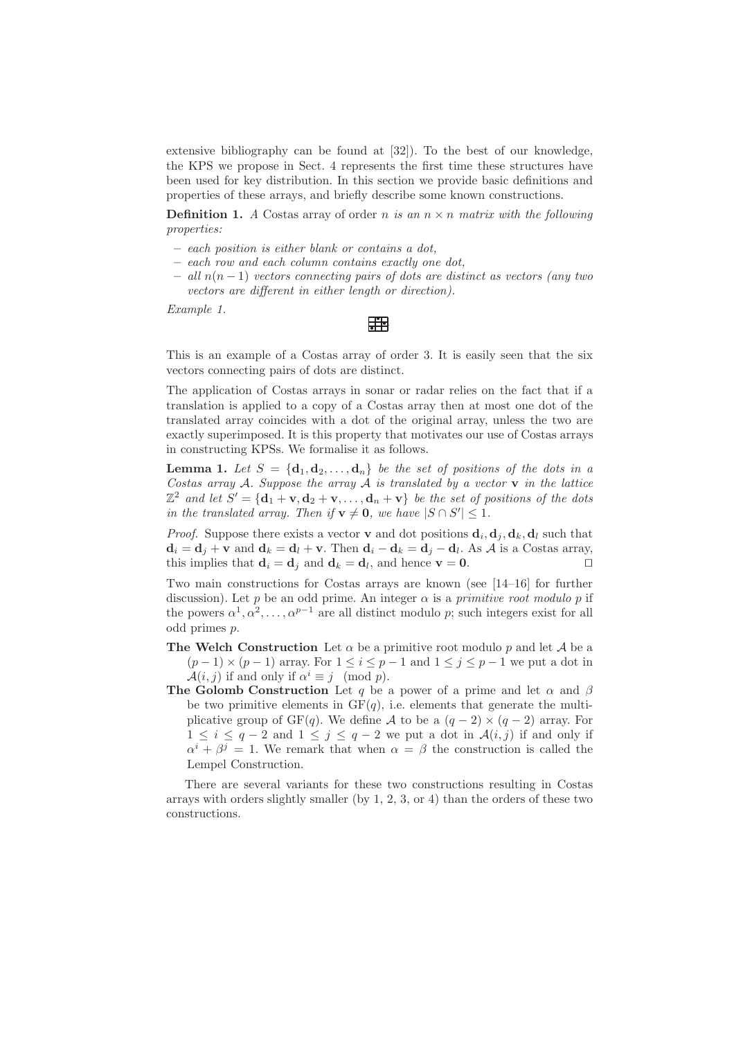extensive bibliography can be found at [32]). To the best of our knowledge, the KPS we propose in Sect. 4 represents the first time these structures have been used for key distribution. In this section we provide basic definitions and properties of these arrays, and briefly describe some known constructions.

**Definition 1.** *A Costas array of order $n$ is an $n \times n$ matrix with the following properties:*

- *each position is either blank or contains a dot,*
- *each row and each column contains exactly one dot,*
- *all $n(n-1)$ vectors connecting pairs of dots are distinct as vectors (any two vectors are different in either length or direction).*

*Example 1.*

This is an example of a Costas array of order 3. It is easily seen that the six vectors connecting pairs of dots are distinct.

The application of Costas arrays in sonar or radar relies on the fact that if a translation is applied to a copy of a Costas array then at most one dot of the translated array coincides with a dot of the original array, unless the two are exactly superimposed. It is this property that motivates our use of Costas arrays in constructing KPSs. We formalise it as follows.

**Lemma 1.** *Let $S = \{\mathbf{d}_1, \mathbf{d}_2, \ldots, \mathbf{d}_n\}$ be the set of positions of the dots in a Costas array $\mathcal{A}$. Suppose the array $\mathcal{A}$ is translated by a vector $\mathbf{v}$ in the lattice $\mathbb{Z}^2$ and let $S' = \{\mathbf{d}_1 + \mathbf{v}, \mathbf{d}_2 + \mathbf{v}, \ldots, \mathbf{d}_n + \mathbf{v}\}$ be the set of positions of the dots in the translated array. Then if $\mathbf{v} \neq \mathbf{0}$, we have $|S \cap S'| \leq 1$.*

*Proof.* Suppose there exists a vector $\mathbf{v}$ and dot positions $\mathbf{d}_i, \mathbf{d}_j, \mathbf{d}_k, \mathbf{d}_l$ such that $\mathbf{d}_i = \mathbf{d}_j + \mathbf{v}$ and $\mathbf{d}_k = \mathbf{d}_l + \mathbf{v}$. Then $\mathbf{d}_i - \mathbf{d}_k = \mathbf{d}_j - \mathbf{d}_l$. As $\mathcal{A}$ is a Costas array, this implies that $\mathbf{d}_i = \mathbf{d}_j$ and $\mathbf{d}_k = \mathbf{d}_l$, and hence $\mathbf{v} = \mathbf{0}$. □

Two main constructions for Costas arrays are known (see [14–16] for further discussion). Let $p$ be an odd prime. An integer $\alpha$ is a *primitive root modulo $p$* if the powers $\alpha^1, \alpha^2, \ldots, \alpha^{p-1}$ are all distinct modulo $p$; such integers exist for all odd primes $p$.

**The Welch Construction** Let $\alpha$ be a primitive root modulo $p$ and let $\mathcal{A}$ be a $(p-1) \times (p-1)$ array. For $1 \leq i \leq p-1$ and $1 \leq j \leq p-1$ we put a dot in $\mathcal{A}(i, j)$ if and only if $\alpha^i \equiv j \pmod{p}$.

**The Golomb Construction** Let $q$ be a power of a prime and let $\alpha$ and $\beta$ be two primitive elements in $\mathrm{GF}(q)$, i.e. elements that generate the multiplicative group of $\mathrm{GF}(q)$. We define $\mathcal{A}$ to be a $(q-2) \times (q-2)$ array. For $1 \leq i \leq q-2$ and $1 \leq j \leq q-2$ we put a dot in $\mathcal{A}(i, j)$ if and only if $\alpha^i + \beta^j = 1$. We remark that when $\alpha = \beta$ the construction is called the Lempel Construction.

There are several variants for these two constructions resulting in Costas arrays with orders slightly smaller (by 1, 2, 3, or 4) than the orders of these two constructions.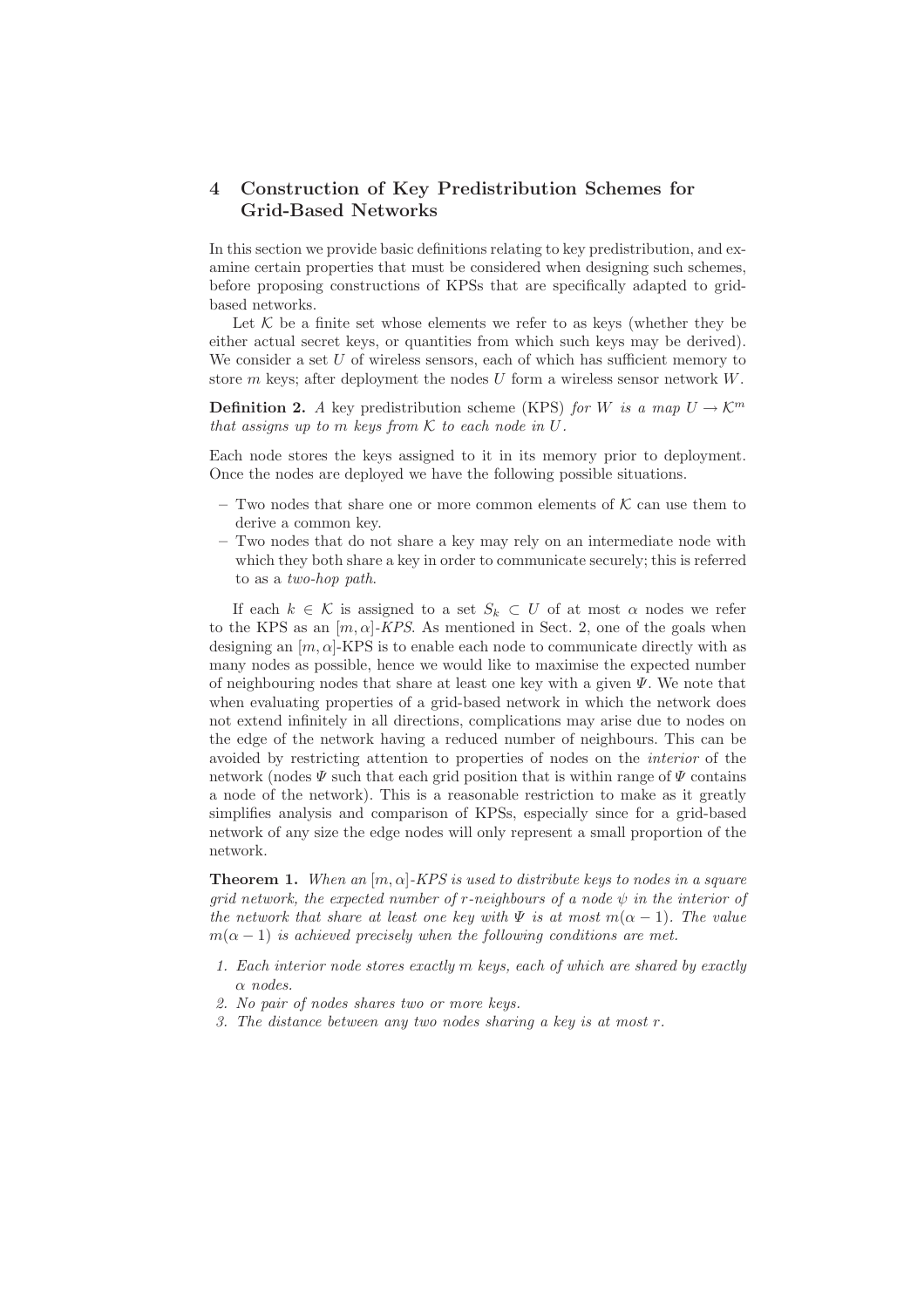## 4 Construction of Key Predistribution Schemes for Grid-Based Networks

In this section we provide basic definitions relating to key predistribution, and examine certain properties that must be considered when designing such schemes, before proposing constructions of KPSs that are specifically adapted to grid-based networks.

Let $\mathcal{K}$ be a finite set whose elements we refer to as keys (whether they be either actual secret keys, or quantities from which such keys may be derived). We consider a set $U$ of wireless sensors, each of which has sufficient memory to store $m$ keys; after deployment the nodes $U$ form a wireless sensor network $W$.

**Definition 2.** *A key predistribution scheme (KPS) for $W$ is a map $U \rightarrow \mathcal{K}^m$ that assigns up to $m$ keys from $\mathcal{K}$ to each node in $U$.*

Each node stores the keys assigned to it in its memory prior to deployment. Once the nodes are deployed we have the following possible situations.

- Two nodes that share one or more common elements of $\mathcal{K}$ can use them to derive a common key.
- Two nodes that do not share a key may rely on an intermediate node with which they both share a key in order to communicate securely; this is referred to as a *two-hop path*.

If each $k \in \mathcal{K}$ is assigned to a set $S_k \subset U$ of at most $\alpha$ nodes we refer to the KPS as an $[m, \alpha]$-*KPS*. As mentioned in Sect. 2, one of the goals when designing an $[m, \alpha]$-KPS is to enable each node to communicate directly with as many nodes as possible, hence we would like to maximise the expected number of neighbouring nodes that share at least one key with a given $\Psi$. We note that when evaluating properties of a grid-based network in which the network does not extend infinitely in all directions, complications may arise due to nodes on the edge of the network having a reduced number of neighbours. This can be avoided by restricting attention to properties of nodes on the *interior* of the network (nodes $\Psi$ such that each grid position that is within range of $\Psi$ contains a node of the network). This is a reasonable restriction to make as it greatly simplifies analysis and comparison of KPSs, especially since for a grid-based network of any size the edge nodes will only represent a small proportion of the network.

**Theorem 1.** *When an $[m, \alpha]$-KPS is used to distribute keys to nodes in a square grid network, the expected number of $r$-neighbours of a node $\psi$ in the interior of the network that share at least one key with $\Psi$ is at most $m(\alpha - 1)$. The value $m(\alpha - 1)$ is achieved precisely when the following conditions are met.*

1. *Each interior node stores exactly $m$ keys, each of which are shared by exactly $\alpha$ nodes.*
2. *No pair of nodes shares two or more keys.*
3. *The distance between any two nodes sharing a key is at most $r$.*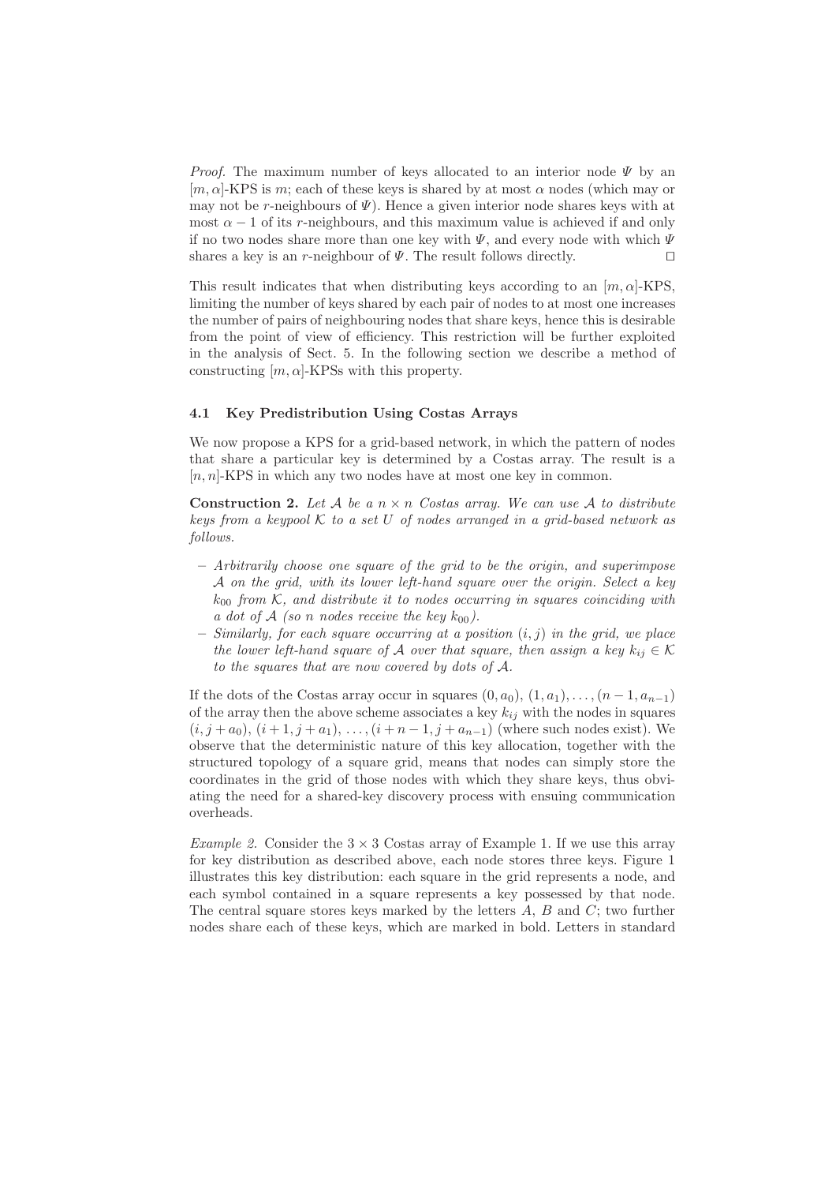*Proof.* The maximum number of keys allocated to an interior node $\Psi$ by an $[m, \alpha]$-KPS is $m$; each of these keys is shared by at most $\alpha$ nodes (which may or may not be $r$-neighbours of $\Psi$). Hence a given interior node shares keys with at most $\alpha - 1$ of its $r$-neighbours, and this maximum value is achieved if and only if no two nodes share more than one key with $\Psi$, and every node with which $\Psi$ shares a key is an $r$-neighbour of $\Psi$. The result follows directly. □

This result indicates that when distributing keys according to an $[m, \alpha]$-KPS, limiting the number of keys shared by each pair of nodes to at most one increases the number of pairs of neighbouring nodes that share keys, hence this is desirable from the point of view of efficiency. This restriction will be further exploited in the analysis of Sect. 5. In the following section we describe a method of constructing $[m, \alpha]$-KPSs with this property.

### 4.1 Key Predistribution Using Costas Arrays

We now propose a KPS for a grid-based network, in which the pattern of nodes that share a particular key is determined by a Costas array. The result is a $[n, n]$-KPS in which any two nodes have at most one key in common.

**Construction 2.** *Let $\mathcal{A}$ be a $n \times n$ Costas array. We can use $\mathcal{A}$ to distribute keys from a keypool $\mathcal{K}$ to a set $U$ of nodes arranged in a grid-based network as follows.*

- *Arbitrarily choose one square of the grid to be the origin, and superimpose $\mathcal{A}$ on the grid, with its lower left-hand square over the origin. Select a key $k_{00}$ from $\mathcal{K}$, and distribute it to nodes occurring in squares coinciding with a dot of $\mathcal{A}$ (so $n$ nodes receive the key $k_{00}$).*
- *Similarly, for each square occurring at a position $(i, j)$ in the grid, we place the lower left-hand square of $\mathcal{A}$ over that square, then assign a key $k_{ij} \in \mathcal{K}$ to the squares that are now covered by dots of $\mathcal{A}$.*

If the dots of the Costas array occur in squares $(0, a_0)$, $(1, a_1)$, $\ldots$, $(n-1, a_{n-1})$ of the array then the above scheme associates a key $k_{ij}$ with the nodes in squares $(i, j + a_0)$, $(i + 1, j + a_1)$, $\ldots$, $(i + n - 1, j + a_{n-1})$ (where such nodes exist). We observe that the deterministic nature of this key allocation, together with the structured topology of a square grid, means that nodes can simply store the coordinates in the grid of those nodes with which they share keys, thus obviating the need for a shared-key discovery process with ensuing communication overheads.

*Example 2.* Consider the $3 \times 3$ Costas array of Example 1. If we use this array for key distribution as described above, each node stores three keys. Figure 1 illustrates this key distribution: each square in the grid represents a node, and each symbol contained in a square represents a key possessed by that node. The central square stores keys marked by the letters $A$, $B$ and $C$; two further nodes share each of these keys, which are marked in bold. Letters in standard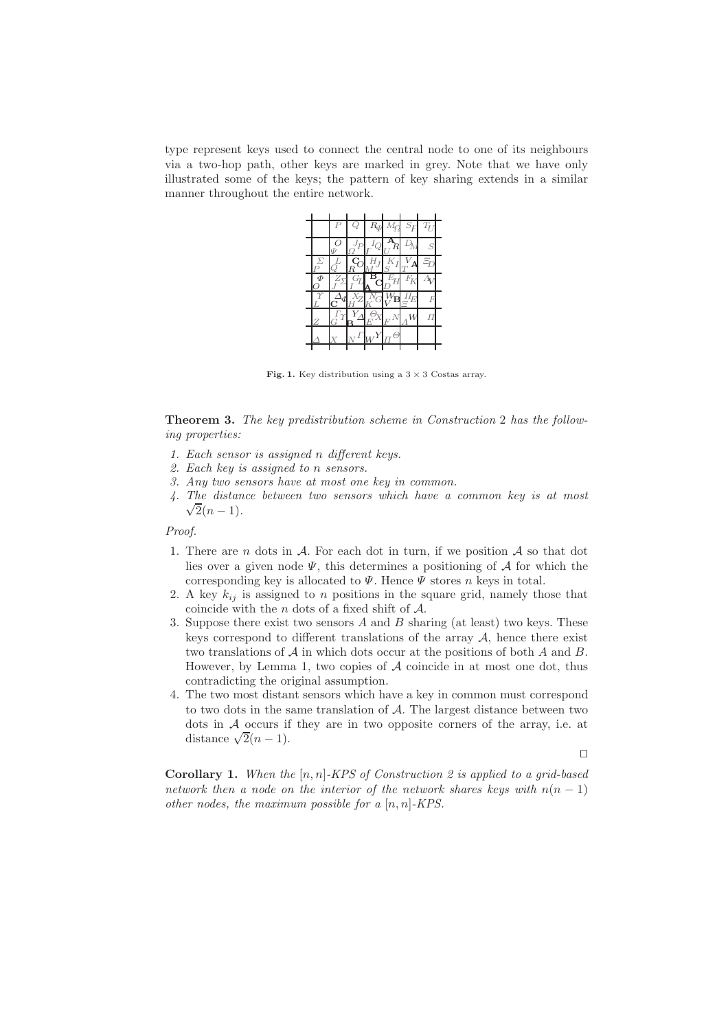type represent keys used to connect the central node to one of its neighbours via a two-hop path, other keys are marked in grey. Note that we have only illustrated some of the keys; the pattern of key sharing extends in a similar manner throughout the entire network.

**Fig. 1.** Key distribution using a $3 \times 3$ Costas array.

**Theorem 3.** *The key predistribution scheme in Construction 2 has the following properties:*

1. *Each sensor is assigned $n$ different keys.*
2. *Each key is assigned to $n$ sensors.*
3. *Any two sensors have at most one key in common.*
4. *The distance between two sensors which have a common key is at most $\sqrt{2}(n-1)$.*

*Proof.*

1. There are $n$ dots in $\mathcal{A}$. For each dot in turn, if we position $\mathcal{A}$ so that dot lies over a given node $\Psi$, this determines a positioning of $\mathcal{A}$ for which the corresponding key is allocated to $\Psi$. Hence $\Psi$ stores $n$ keys in total.
2. A key $k_{ij}$ is assigned to $n$ positions in the square grid, namely those that coincide with the $n$ dots of a fixed shift of $\mathcal{A}$.
3. Suppose there exist two sensors $A$ and $B$ sharing (at least) two keys. These keys correspond to different translations of the array $\mathcal{A}$, hence there exist two translations of $\mathcal{A}$ in which dots occur at the positions of both $A$ and $B$. However, by Lemma 1, two copies of $\mathcal{A}$ coincide in at most one dot, thus contradicting the original assumption.
4. The two most distant sensors which have a key in common must correspond to two dots in the same translation of $\mathcal{A}$. The largest distance between two dots in $\mathcal{A}$ occurs if they are in two opposite corners of the array, i.e. at distance $\sqrt{2}(n-1)$.

$\square$

**Corollary 1.** *When the $[n, n]$-KPS of Construction 2 is applied to a grid-based network then a node on the interior of the network shares keys with $n(n-1)$ other nodes, the maximum possible for a $[n, n]$-KPS.*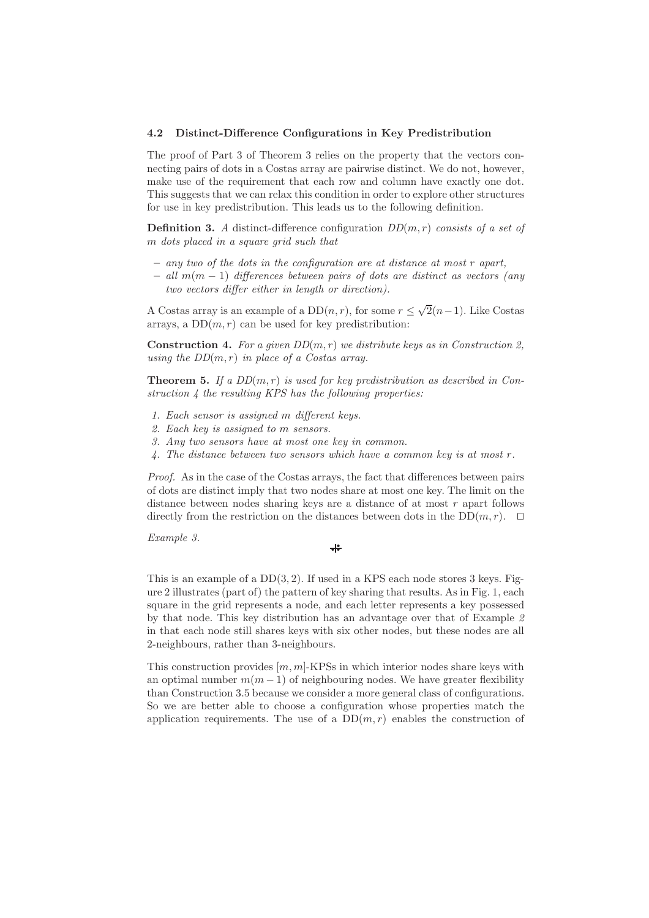### 4.2 Distinct-Difference Configurations in Key Predistribution

The proof of Part 3 of Theorem 3 relies on the property that the vectors connecting pairs of dots in a Costas array are pairwise distinct. We do not, however, make use of the requirement that each row and column have exactly one dot. This suggests that we can relax this condition in order to explore other structures for use in key predistribution. This leads us to the following definition.

**Definition 3.** *A distinct-difference configuration $DD(m,r)$ consists of a set of $m$ dots placed in a square grid such that*

- *any two of the dots in the configuration are at distance at most $r$ apart,*
- *all $m(m-1)$ differences between pairs of dots are distinct as vectors (any two vectors differ either in length or direction).*

A Costas array is an example of a $\mathrm{DD}(n,r)$, for some $r \leq \sqrt{2}(n-1)$. Like Costas arrays, a $\mathrm{DD}(m,r)$ can be used for key predistribution:

**Construction 4.** *For a given $DD(m,r)$ we distribute keys as in Construction 2, using the $DD(m,r)$ in place of a Costas array.*

**Theorem 5.** *If a $DD(m,r)$ is used for key predistribution as described in Construction 4 the resulting KPS has the following properties:*

1. *Each sensor is assigned $m$ different keys.*
2. *Each key is assigned to $m$ sensors.*
3. *Any two sensors have at most one key in common.*
4. *The distance between two sensors which have a common key is at most $r$.*

*Proof.* As in the case of the Costas arrays, the fact that differences between pairs of dots are distinct imply that two nodes share at most one key. The limit on the distance between nodes sharing keys are a distance of at most $r$ apart follows directly from the restriction on the distances between dots in the $\mathrm{DD}(m,r)$. □

*Example 3.*

This is an example of a $\mathrm{DD}(3,2)$. If used in a KPS each node stores 3 keys. Figure 2 illustrates (part of) the pattern of key sharing that results. As in Fig. 1, each square in the grid represents a node, and each letter represents a key possessed by that node. This key distribution has an advantage over that of Example 2 in that each node still shares keys with six other nodes, but these nodes are all 2-neighbours, rather than 3-neighbours.

This construction provides $[m,m]$-KPSs in which interior nodes share keys with an optimal number $m(m-1)$ of neighbouring nodes. We have greater flexibility than Construction 3.5 because we consider a more general class of configurations. So we are better able to choose a configuration whose properties match the application requirements. The use of a $\mathrm{DD}(m,r)$ enables the construction of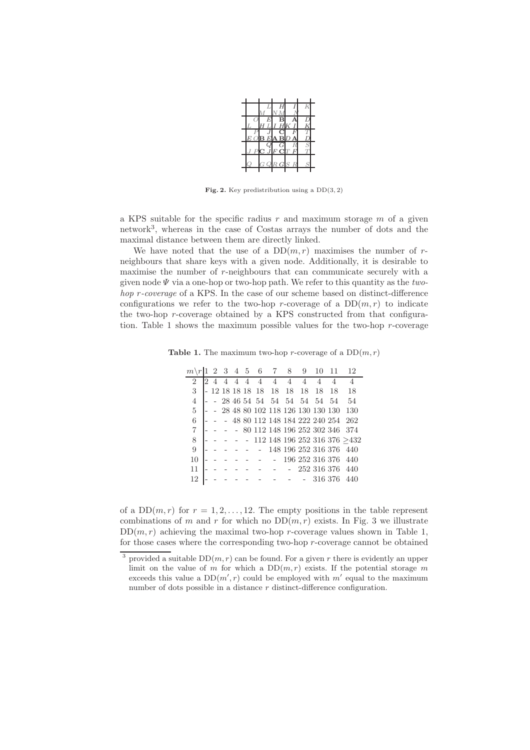**Fig. 2.** Key predistribution using a DD(3, 2)

a KPS suitable for the specific radius $r$ and maximum storage $m$ of a given network[3], whereas in the case of Costas arrays the number of dots and the maximal distance between them are directly linked.

We have noted that the use of a $\mathrm{DD}(m,r)$ maximises the number of $r$-neighbours that share keys with a given node. Additionally, it is desirable to maximise the number of $r$-neighbours that can communicate securely with a given node $\Psi$ via a one-hop or two-hop path. We refer to this quantity as the *two-hop r-coverage* of a KPS. In the case of our scheme based on distinct-difference configurations we refer to the two-hop $r$-coverage of a $\mathrm{DD}(m,r)$ to indicate the two-hop $r$-coverage obtained by a KPS constructed from that configuration. Table 1 shows the maximum possible values for the two-hop $r$-coverage

**Table 1.** The maximum two-hop $r$-coverage of a $\mathrm{DD}(m,r)$

| $m \backslash r$ | 1 | 2 | 3 | 4 | 5 | 6 | 7 | 8 | 9 | 10 | 11 | 12 |
|---|---|---|---|---|---|---|---|---|---|---|---|---|
| 2 | 2 | 4 | 4 | 4 | 4 | 4 | 4 | 4 | 4 | 4 | 4 | 4 |
| 3 | - | 12 | 18 | 18 | 18 | 18 | 18 | 18 | 18 | 18 | 18 | 18 |
| 4 | - | - | 28 | 46 | 54 | 54 | 54 | 54 | 54 | 54 | 54 | 54 |
| 5 | - | - | 28 | 48 | 80 | 102 | 118 | 126 | 130 | 130 | 130 | 130 |
| 6 | - | - | - | 48 | 80 | 112 | 148 | 184 | 222 | 240 | 254 | 262 |
| 7 | - | - | - | - | 80 | 112 | 148 | 196 | 252 | 302 | 346 | 374 |
| 8 | - | - | - | - | - | 112 | 148 | 196 | 252 | 316 | 376 | $\geq 432$ |
| 9 | - | - | - | - | - | - | 148 | 196 | 252 | 316 | 376 | 440 |
| 10 | - | - | - | - | - | - | - | 196 | 252 | 316 | 376 | 440 |
| 11 | - | - | - | - | - | - | - | - | 252 | 316 | 376 | 440 |
| 12 | - | - | - | - | - | - | - | - | - | 316 | 376 | 440 |

of a $\mathrm{DD}(m,r)$ for $r = 1, 2, \ldots, 12$. The empty positions in the table represent combinations of $m$ and $r$ for which no $\mathrm{DD}(m,r)$ exists. In Fig. 3 we illustrate $\mathrm{DD}(m,r)$ achieving the maximal two-hop $r$-coverage values shown in Table 1, for those cases where the corresponding two-hop $r$-coverage cannot be obtained

[3] provided a suitable $\mathrm{DD}(m,r)$ can be found. For a given $r$ there is evidently an upper limit on the value of $m$ for which a $\mathrm{DD}(m,r)$ exists. If the potential storage $m$ exceeds this value a $\mathrm{DD}(m',r)$ could be employed with $m'$ equal to the maximum number of dots possible in a distance $r$ distinct-difference configuration.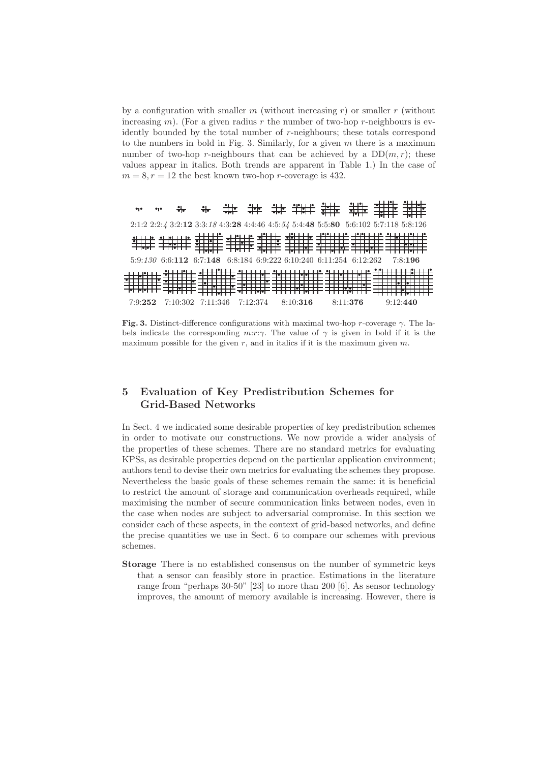by a configuration with smaller $m$ (without increasing $r$) or smaller $r$ (without increasing $m$). (For a given radius $r$ the number of two-hop $r$-neighbours is evidently bounded by the total number of $r$-neighbours; these totals correspond to the numbers in bold in Fig. 3. Similarly, for a given $m$ there is a maximum number of two-hop $r$-neighbours that can be achieved by a $\mathrm{DD}(m, r)$; these values appear in italics. Both trends are apparent in Table 1.) In the case of $m = 8, r = 12$ the best known two-hop $r$-coverage is 432.

2:1:2 2:2:*4* 3:2:**12** 3:3:*18* 4:3:**28** 4:4:46 4:5:*54* 5:4:**48** 5:5:**80** 5:6:102 5:7:118 5:8:126

5:9:*130* 6:6:**112** 6:7:**148** 6:8:184 6:9:222 6:10:240 6:11:254 6:12:262 7:8:**196**

7:9:**252** 7:10:302 7:11:346 7:12:374 8:10:**316** 8:11:**376** 9:12:**440**

**Fig. 3.** Distinct-difference configurations with maximal two-hop $r$-coverage $\gamma$. The labels indicate the corresponding $m$:$r$:$\gamma$. The value of $\gamma$ is given in bold if it is the maximum possible for the given $r$, and in italics if it is the maximum given $m$.

## 5 Evaluation of Key Predistribution Schemes for Grid-Based Networks

In Sect. 4 we indicated some desirable properties of key predistribution schemes in order to motivate our constructions. We now provide a wider analysis of the properties of these schemes. There are no standard metrics for evaluating KPSs, as desirable properties depend on the particular application environment; authors tend to devise their own metrics for evaluating the schemes they propose. Nevertheless the basic goals of these schemes remain the same: it is beneficial to restrict the amount of storage and communication overheads required, while maximising the number of secure communication links between nodes, even in the case when nodes are subject to adversarial compromise. In this section we consider each of these aspects, in the context of grid-based networks, and define the precise quantities we use in Sect. 6 to compare our schemes with previous schemes.

**Storage** There is no established consensus on the number of symmetric keys that a sensor can feasibly store in practice. Estimations in the literature range from "perhaps 30-50" [23] to more than 200 [6]. As sensor technology improves, the amount of memory available is increasing. However, there is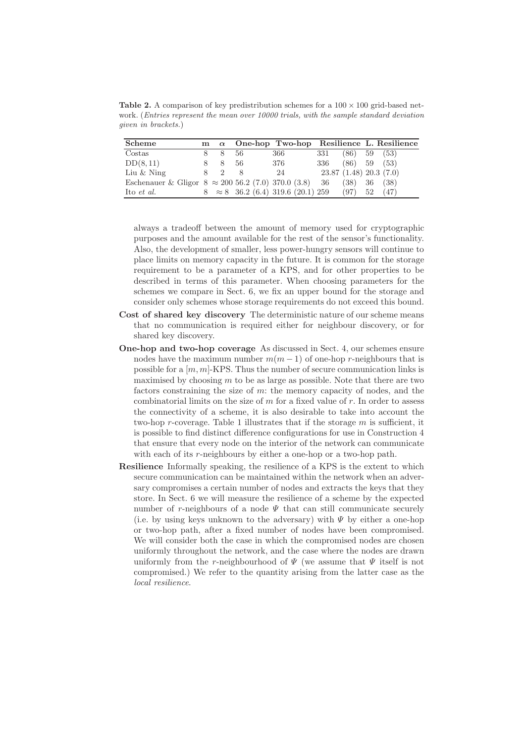**Table 2.** A comparison of key predistribution schemes for a $100 \times 100$ grid-based network. (*Entries represent the mean over 10000 trials, with the sample standard deviation given in brackets.*)

| Scheme | m | $\alpha$ | One-hop | Two-hop | Resilience | L. Resilience |
|---|---|---|---|---|---|---|
| Costas | 8 | 8 | 56 | 366 | 331 (86) | 59 (53) |
| DD(8, 11) | 8 | 8 | 56 | 376 | 336 (86) | 59 (53) |
| Liu & Ning | 8 | 2 | 8 | 24 | 23.87 (1.48) | 20.3 (7.0) |
| Eschenauer & Gligor | 8 | $\approx 200$ | 56.2 (7.0) | 370.0 (3.8) | 36 (38) | 36 (38) |
| Ito *et al.* | 8 | $\approx 8$ | 36.2 (6.4) | 319.6 (20.1) | 259 (97) | 52 (47) |

always a tradeoff between the amount of memory used for cryptographic purposes and the amount available for the rest of the sensor's functionality. Also, the development of smaller, less power-hungry sensors will continue to place limits on memory capacity in the future. It is common for the storage requirement to be a parameter of a KPS, and for other properties to be described in terms of this parameter. When choosing parameters for the schemes we compare in Sect. 6, we fix an upper bound for the storage and consider only schemes whose storage requirements do not exceed this bound.

**Cost of shared key discovery** The deterministic nature of our scheme means that no communication is required either for neighbour discovery, or for shared key discovery.

**One-hop and two-hop coverage** As discussed in Sect. 4, our schemes ensure nodes have the maximum number $m(m-1)$ of one-hop $r$-neighbours that is possible for a $[m, m]$-KPS. Thus the number of secure communication links is maximised by choosing $m$ to be as large as possible. Note that there are two factors constraining the size of $m$: the memory capacity of nodes, and the combinatorial limits on the size of $m$ for a fixed value of $r$. In order to assess the connectivity of a scheme, it is also desirable to take into account the two-hop $r$-coverage. Table 1 illustrates that if the storage $m$ is sufficient, it is possible to find distinct difference configurations for use in Construction 4 that ensure that every node on the interior of the network can communicate with each of its $r$-neighbours by either a one-hop or a two-hop path.

**Resilience** Informally speaking, the resilience of a KPS is the extent to which secure communication can be maintained within the network when an adversary compromises a certain number of nodes and extracts the keys that they store. In Sect. 6 we will measure the resilience of a scheme by the expected number of $r$-neighbours of a node $\Psi$ that can still communicate securely (i.e. by using keys unknown to the adversary) with $\Psi$ by either a one-hop or two-hop path, after a fixed number of nodes have been compromised. We will consider both the case in which the compromised nodes are chosen uniformly throughout the network, and the case where the nodes are drawn uniformly from the $r$-neighbourhood of $\Psi$ (we assume that $\Psi$ itself is not compromised.) We refer to the quantity arising from the latter case as the *local resilience*.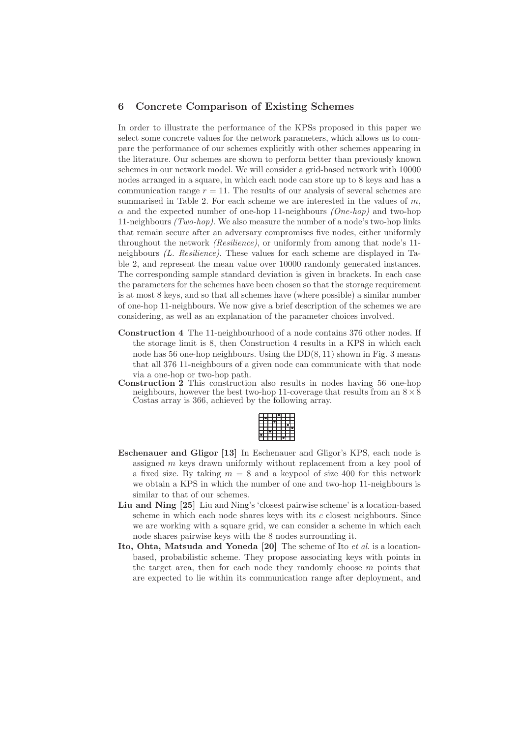## 6 Concrete Comparison of Existing Schemes

In order to illustrate the performance of the KPSs proposed in this paper we select some concrete values for the network parameters, which allows us to compare the performance of our schemes explicitly with other schemes appearing in the literature. Our schemes are shown to perform better than previously known schemes in our network model. We will consider a grid-based network with 10000 nodes arranged in a square, in which each node can store up to 8 keys and has a communication range $r = 11$. The results of our analysis of several schemes are summarised in Table 2. For each scheme we are interested in the values of $m$, $\alpha$ and the expected number of one-hop 11-neighbours *(One-hop)* and two-hop 11-neighbours *(Two-hop)*. We also measure the number of a node's two-hop links that remain secure after an adversary compromises five nodes, either uniformly throughout the network *(Resilience)*, or uniformly from among that node's 11-neighbours *(L. Resilience)*. These values for each scheme are displayed in Table 2, and represent the mean value over 10000 randomly generated instances. The corresponding sample standard deviation is given in brackets. In each case the parameters for the schemes have been chosen so that the storage requirement is at most 8 keys, and so that all schemes have (where possible) a similar number of one-hop 11-neighbours. We now give a brief description of the schemes we are considering, as well as an explanation of the parameter choices involved.

**Construction 4** The 11-neighbourhood of a node contains 376 other nodes. If the storage limit is 8, then Construction 4 results in a KPS in which each node has 56 one-hop neighbours. Using the DD(8, 11) shown in Fig. 3 means that all 376 11-neighbours of a given node can communicate with that node via a one-hop or two-hop path.

**Construction 2** This construction also results in nodes having 56 one-hop neighbours, however the best two-hop 11-coverage that results from an $8 \times 8$ Costas array is 366, achieved by the following array.

**Eschenauer and Gligor [13]** In Eschenauer and Gligor's KPS, each node is assigned $m$ keys drawn uniformly without replacement from a key pool of a fixed size. By taking $m = 8$ and a keypool of size 400 for this network we obtain a KPS in which the number of one and two-hop 11-neighbours is similar to that of our schemes.

**Liu and Ning [25]** Liu and Ning's 'closest pairwise scheme' is a location-based scheme in which each node shares keys with its $c$ closest neighbours. Since we are working with a square grid, we can consider a scheme in which each node shares pairwise keys with the 8 nodes surrounding it.

**Ito, Ohta, Matsuda and Yoneda [20]** The scheme of Ito *et al.* is a location-based, probabilistic scheme. They propose associating keys with points in the target area, then for each node they randomly choose $m$ points that are expected to lie within its communication range after deployment, and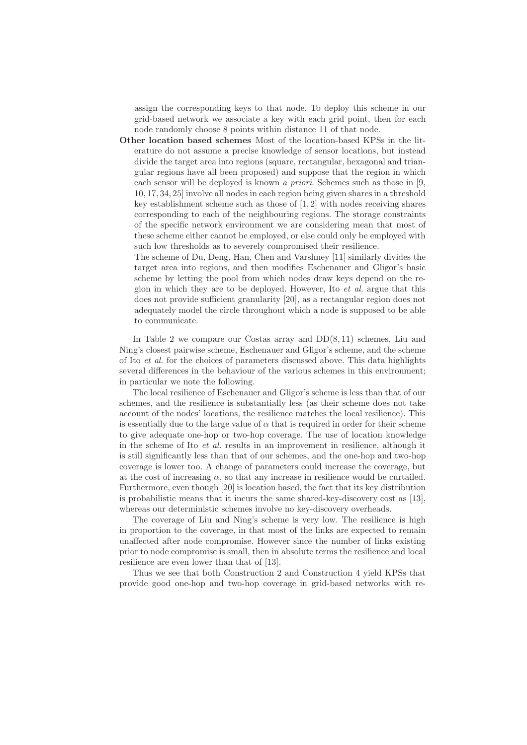assign the corresponding keys to that node. To deploy this scheme in our grid-based network we associate a key with each grid point, then for each node randomly choose 8 points within distance 11 of that node.

**Other location based schemes** Most of the location-based KPSs in the literature do not assume a precise knowledge of sensor locations, but instead divide the target area into regions (square, rectangular, hexagonal and triangular regions have all been proposed) and suppose that the region in which each sensor will be deployed is known *a priori*. Schemes such as those in [9, 10, 17, 34, 25] involve all nodes in each region being given shares in a threshold key establishment scheme such as those of [1, 2] with nodes receiving shares corresponding to each of the neighbouring regions. The storage constraints of the specific network environment we are considering mean that most of these scheme either cannot be employed, or else could only be employed with such low thresholds as to severely compromised their resilience.

The scheme of Du, Deng, Han, Chen and Varshney [11] similarly divides the target area into regions, and then modifies Eschenauer and Gligor's basic scheme by letting the pool from which nodes draw keys depend on the region in which they are to be deployed. However, Ito *et al.* argue that this does not provide sufficient granularity [20], as a rectangular region does not adequately model the circle throughout which a node is supposed to be able to communicate.

In Table 2 we compare our Costas array and $DD(8, 11)$ schemes, Liu and Ning's closest pairwise scheme, Eschenauer and Gligor's scheme, and the scheme of Ito *et al.* for the choices of parameters discussed above. This data highlights several differences in the behaviour of the various schemes in this environment; in particular we note the following.

The local resilience of Eschenauer and Gligor's scheme is less than that of our schemes, and the resilience is substantially less (as their scheme does not take account of the nodes' locations, the resilience matches the local resilience). This is essentially due to the large value of $\alpha$ that is required in order for their scheme to give adequate one-hop or two-hop coverage. The use of location knowledge in the scheme of Ito *et al.* results in an improvement in resilience, although it is still significantly less than that of our schemes, and the one-hop and two-hop coverage is lower too. A change of parameters could increase the coverage, but at the cost of increasing $\alpha$, so that any increase in resilience would be curtailed. Furthermore, even though [20] is location based, the fact that its key distribution is probabilistic means that it incurs the same shared-key-discovery cost as [13], whereas our deterministic schemes involve no key-discovery overheads.

The coverage of Liu and Ning's scheme is very low. The resilience is high in proportion to the coverage, in that most of the links are expected to remain unaffected after node compromise. However since the number of links existing prior to node compromise is small, then in absolute terms the resilience and local resilience are even lower than that of [13].

Thus we see that both Construction 2 and Construction 4 yield KPSs that provide good one-hop and two-hop coverage in grid-based networks with re-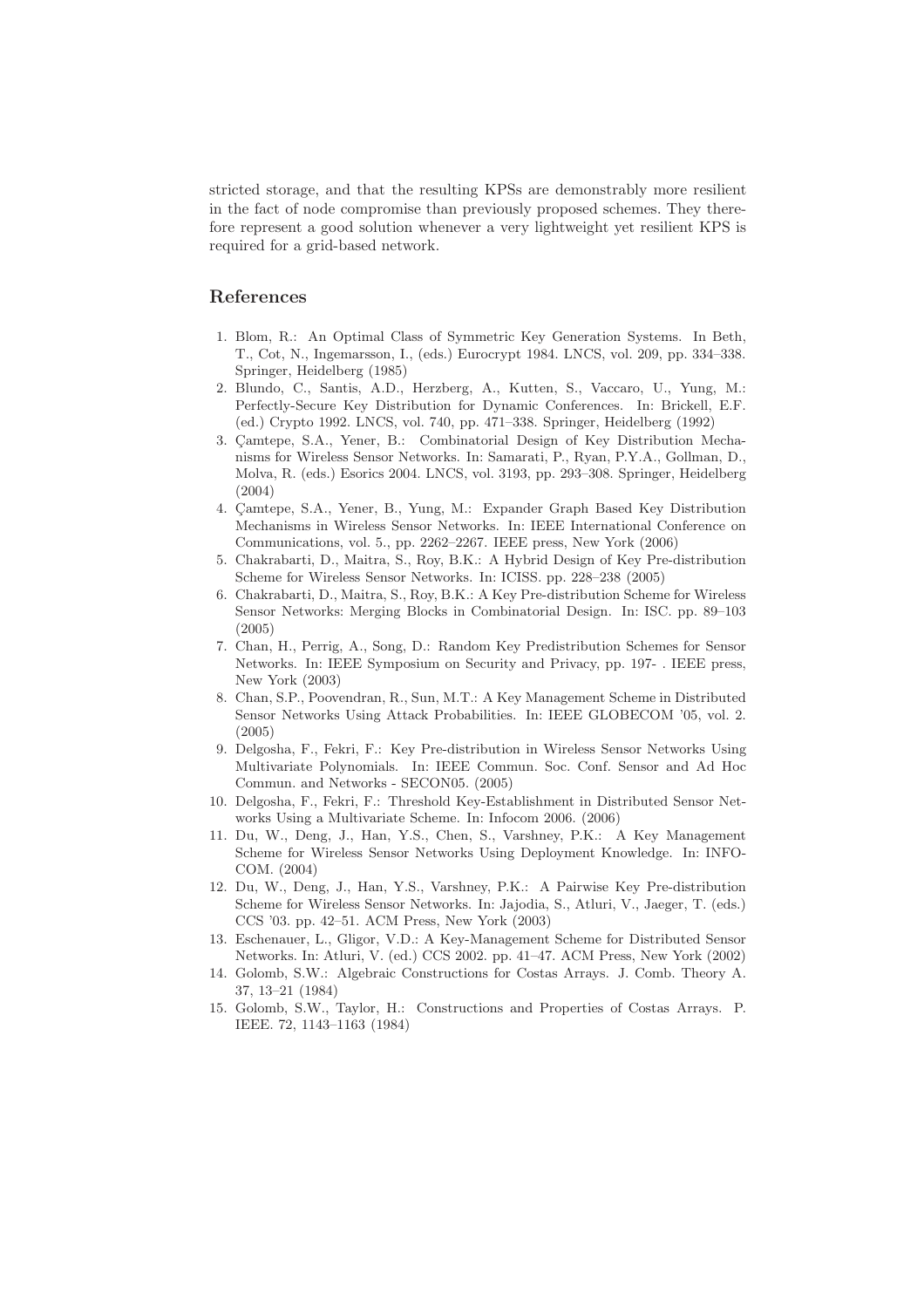stricted storage, and that the resulting KPSs are demonstrably more resilient in the fact of node compromise than previously proposed schemes. They therefore represent a good solution whenever a very lightweight yet resilient KPS is required for a grid-based network.

## References

1. Blom, R.: An Optimal Class of Symmetric Key Generation Systems. In Beth, T., Cot, N., Ingemarsson, I., (eds.) Eurocrypt 1984. LNCS, vol. 209, pp. 334–338. Springer, Heidelberg (1985)
2. Blundo, C., Santis, A.D., Herzberg, A., Kutten, S., Vaccaro, U., Yung, M.: Perfectly-Secure Key Distribution for Dynamic Conferences. In: Brickell, E.F. (ed.) Crypto 1992. LNCS, vol. 740, pp. 471–338. Springer, Heidelberg (1992)
3. Çamtepe, S.A., Yener, B.: Combinatorial Design of Key Distribution Mechanisms for Wireless Sensor Networks. In: Samarati, P., Ryan, P.Y.A., Gollman, D., Molva, R. (eds.) Esorics 2004. LNCS, vol. 3193, pp. 293–308. Springer, Heidelberg (2004)
4. Çamtepe, S.A., Yener, B., Yung, M.: Expander Graph Based Key Distribution Mechanisms in Wireless Sensor Networks. In: IEEE International Conference on Communications, vol. 5., pp. 2262–2267. IEEE press, New York (2006)
5. Chakrabarti, D., Maitra, S., Roy, B.K.: A Hybrid Design of Key Pre-distribution Scheme for Wireless Sensor Networks. In: ICISS. pp. 228–238 (2005)
6. Chakrabarti, D., Maitra, S., Roy, B.K.: A Key Pre-distribution Scheme for Wireless Sensor Networks: Merging Blocks in Combinatorial Design. In: ISC. pp. 89–103 (2005)
7. Chan, H., Perrig, A., Song, D.: Random Key Predistribution Schemes for Sensor Networks. In: IEEE Symposium on Security and Privacy, pp. 197- . IEEE press, New York (2003)
8. Chan, S.P., Poovendran, R., Sun, M.T.: A Key Management Scheme in Distributed Sensor Networks Using Attack Probabilities. In: IEEE GLOBECOM '05, vol. 2. (2005)
9. Delgosha, F., Fekri, F.: Key Pre-distribution in Wireless Sensor Networks Using Multivariate Polynomials. In: IEEE Commun. Soc. Conf. Sensor and Ad Hoc Commun. and Networks - SECON05. (2005)
10. Delgosha, F., Fekri, F.: Threshold Key-Establishment in Distributed Sensor Networks Using a Multivariate Scheme. In: Infocom 2006. (2006)
11. Du, W., Deng, J., Han, Y.S., Chen, S., Varshney, P.K.: A Key Management Scheme for Wireless Sensor Networks Using Deployment Knowledge. In: INFOCOM. (2004)
12. Du, W., Deng, J., Han, Y.S., Varshney, P.K.: A Pairwise Key Pre-distribution Scheme for Wireless Sensor Networks. In: Jajodia, S., Atluri, V., Jaeger, T. (eds.) CCS '03. pp. 42–51. ACM Press, New York (2003)
13. Eschenauer, L., Gligor, V.D.: A Key-Management Scheme for Distributed Sensor Networks. In: Atluri, V. (ed.) CCS 2002. pp. 41–47. ACM Press, New York (2002)
14. Golomb, S.W.: Algebraic Constructions for Costas Arrays. J. Comb. Theory A. 37, 13–21 (1984)
15. Golomb, S.W., Taylor, H.: Constructions and Properties of Costas Arrays. P. IEEE. 72, 1143–1163 (1984)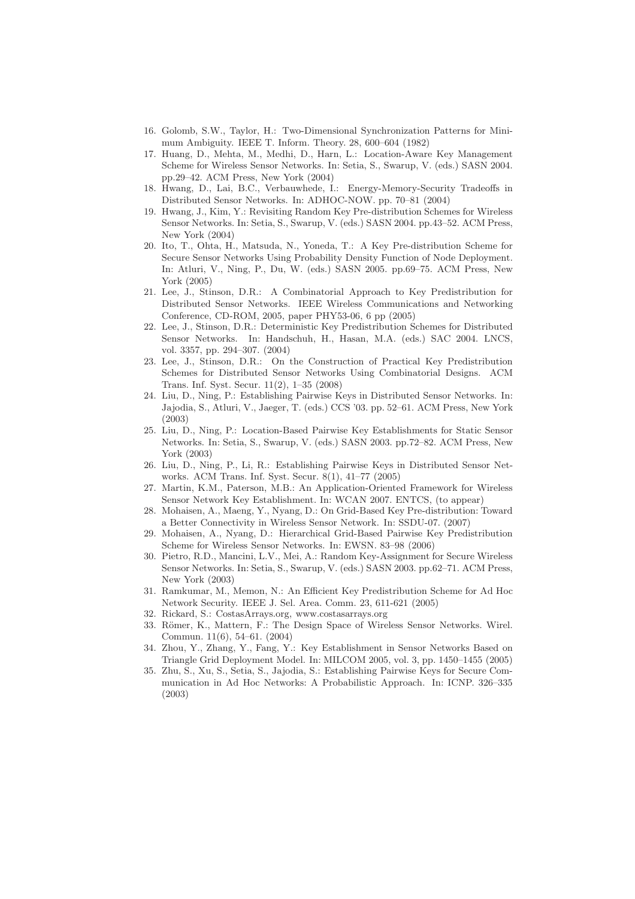16. Golomb, S.W., Taylor, H.: Two-Dimensional Synchronization Patterns for Minimum Ambiguity. IEEE T. Inform. Theory. 28, 600–604 (1982)
17. Huang, D., Mehta, M., Medhi, D., Harn, L.: Location-Aware Key Management Scheme for Wireless Sensor Networks. In: Setia, S., Swarup, V. (eds.) SASN 2004. pp.29–42. ACM Press, New York (2004)
18. Hwang, D., Lai, B.C., Verbauwhede, I.: Energy-Memory-Security Tradeoffs in Distributed Sensor Networks. In: ADHOC-NOW. pp. 70–81 (2004)
19. Hwang, J., Kim, Y.: Revisiting Random Key Pre-distribution Schemes for Wireless Sensor Networks. In: Setia, S., Swarup, V. (eds.) SASN 2004. pp.43–52. ACM Press, New York (2004)
20. Ito, T., Ohta, H., Matsuda, N., Yoneda, T.: A Key Pre-distribution Scheme for Secure Sensor Networks Using Probability Density Function of Node Deployment. In: Atluri, V., Ning, P., Du, W. (eds.) SASN 2005. pp.69–75. ACM Press, New York (2005)
21. Lee, J., Stinson, D.R.: A Combinatorial Approach to Key Predistribution for Distributed Sensor Networks. IEEE Wireless Communications and Networking Conference, CD-ROM, 2005, paper PHY53-06, 6 pp (2005)
22. Lee, J., Stinson, D.R.: Deterministic Key Predistribution Schemes for Distributed Sensor Networks. In: Handschuh, H., Hasan, M.A. (eds.) SAC 2004. LNCS, vol. 3357, pp. 294–307. (2004)
23. Lee, J., Stinson, D.R.: On the Construction of Practical Key Predistribution Schemes for Distributed Sensor Networks Using Combinatorial Designs. ACM Trans. Inf. Syst. Secur. 11(2), 1–35 (2008)
24. Liu, D., Ning, P.: Establishing Pairwise Keys in Distributed Sensor Networks. In: Jajodia, S., Atluri, V., Jaeger, T. (eds.) CCS '03. pp. 52–61. ACM Press, New York (2003)
25. Liu, D., Ning, P.: Location-Based Pairwise Key Establishments for Static Sensor Networks. In: Setia, S., Swarup, V. (eds.) SASN 2003. pp.72–82. ACM Press, New York (2003)
26. Liu, D., Ning, P., Li, R.: Establishing Pairwise Keys in Distributed Sensor Networks. ACM Trans. Inf. Syst. Secur. 8(1), 41–77 (2005)
27. Martin, K.M., Paterson, M.B.: An Application-Oriented Framework for Wireless Sensor Network Key Establishment. In: WCAN 2007. ENTCS, (to appear)
28. Mohaisen, A., Maeng, Y., Nyang, D.: On Grid-Based Key Pre-distribution: Toward a Better Connectivity in Wireless Sensor Network. In: SSDU-07. (2007)
29. Mohaisen, A., Nyang, D.: Hierarchical Grid-Based Pairwise Key Predistribution Scheme for Wireless Sensor Networks. In: EWSN. 83–98 (2006)
30. Pietro, R.D., Mancini, L.V., Mei, A.: Random Key-Assignment for Secure Wireless Sensor Networks. In: Setia, S., Swarup, V. (eds.) SASN 2003. pp.62–71. ACM Press, New York (2003)
31. Ramkumar, M., Memon, N.: An Efficient Key Predistribution Scheme for Ad Hoc Network Security. IEEE J. Sel. Area. Comm. 23, 611-621 (2005)
32. Rickard, S.: CostasArrays.org, www.costasarrays.org
33. Römer, K., Mattern, F.: The Design Space of Wireless Sensor Networks. Wirel. Commun. 11(6), 54–61. (2004)
34. Zhou, Y., Zhang, Y., Fang, Y.: Key Establishment in Sensor Networks Based on Triangle Grid Deployment Model. In: MILCOM 2005, vol. 3, pp. 1450–1455 (2005)
35. Zhu, S., Xu, S., Setia, S., Jajodia, S.: Establishing Pairwise Keys for Secure Communication in Ad Hoc Networks: A Probabilistic Approach. In: ICNP. 326–335 (2003)